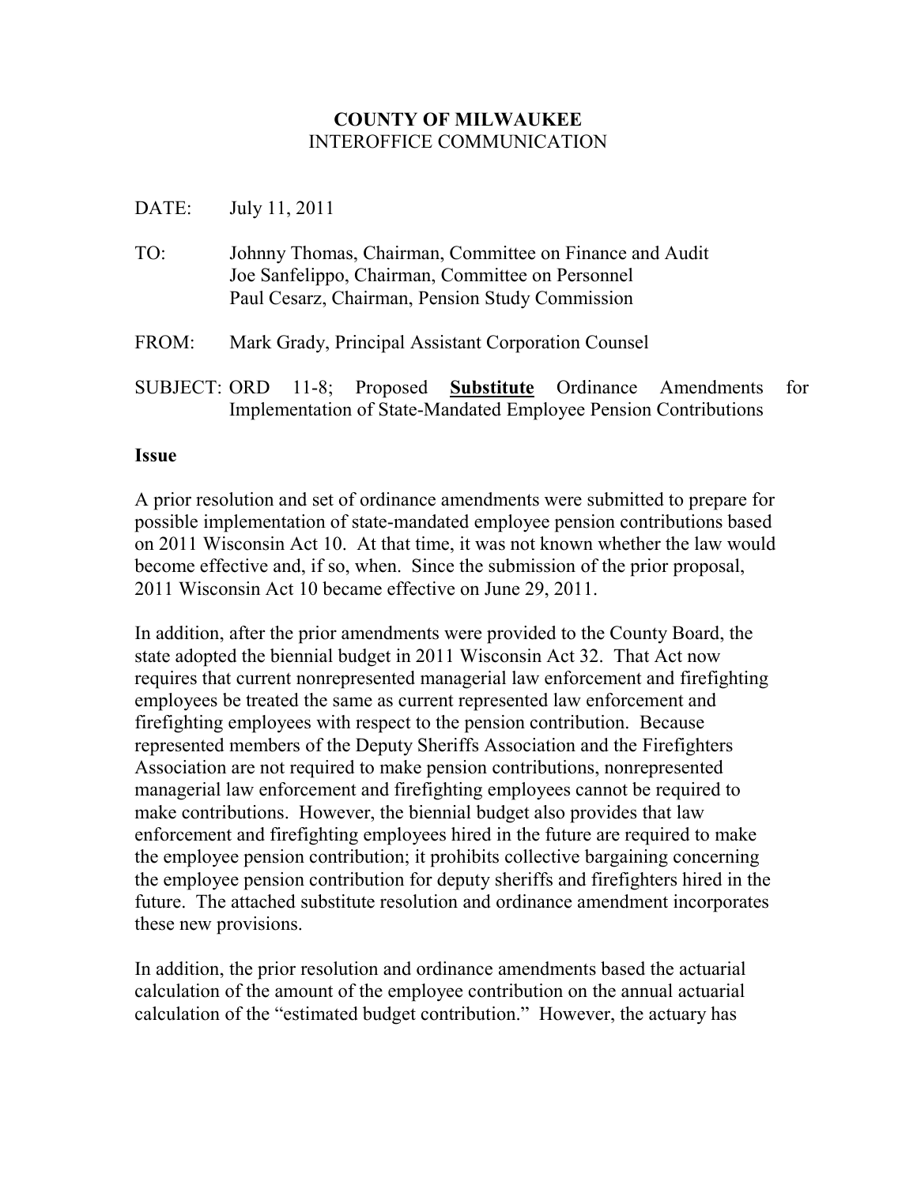**COUNTY OF MILWAUKEE**
INTEROFFICE COMMUNICATION

DATE: July 11, 2011

TO: Johnny Thomas, Chairman, Committee on Finance and Audit
Joe Sanfelippo, Chairman, Committee on Personnel
Paul Cesarz, Chairman, Pension Study Commission

FROM: Mark Grady, Principal Assistant Corporation Counsel

SUBJECT: ORD 11-8; Proposed **Substitute** Ordinance Amendments for Implementation of State-Mandated Employee Pension Contributions

**Issue**

A prior resolution and set of ordinance amendments were submitted to prepare for possible implementation of state-mandated employee pension contributions based on 2011 Wisconsin Act 10. At that time, it was not known whether the law would become effective and, if so, when. Since the submission of the prior proposal, 2011 Wisconsin Act 10 became effective on June 29, 2011.

In addition, after the prior amendments were provided to the County Board, the state adopted the biennial budget in 2011 Wisconsin Act 32. That Act now requires that current nonrepresented managerial law enforcement and firefighting employees be treated the same as current represented law enforcement and firefighting employees with respect to the pension contribution. Because represented members of the Deputy Sheriffs Association and the Firefighters Association are not required to make pension contributions, nonrepresented managerial law enforcement and firefighting employees cannot be required to make contributions. However, the biennial budget also provides that law enforcement and firefighting employees hired in the future are required to make the employee pension contribution; it prohibits collective bargaining concerning the employee pension contribution for deputy sheriffs and firefighters hired in the future. The attached substitute resolution and ordinance amendment incorporates these new provisions.

In addition, the prior resolution and ordinance amendments based the actuarial calculation of the amount of the employee contribution on the annual actuarial calculation of the "estimated budget contribution." However, the actuary has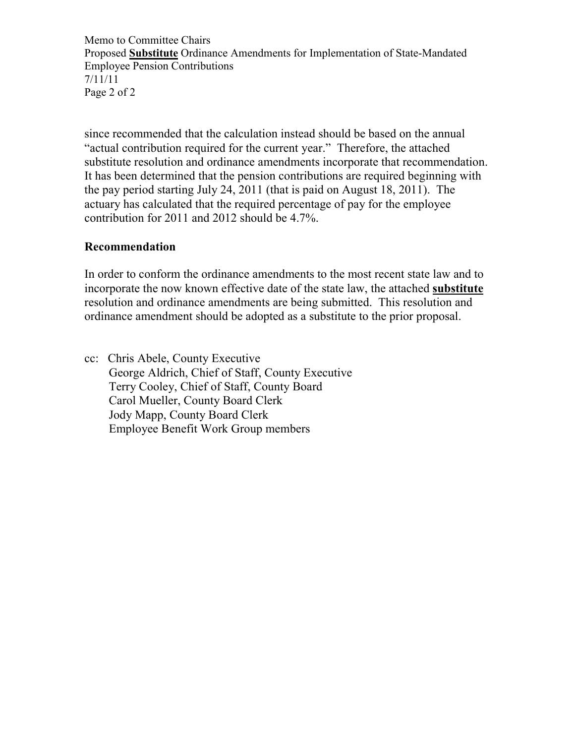since recommended that the calculation instead should be based on the annual "actual contribution required for the current year." Therefore, the attached substitute resolution and ordinance amendments incorporate that recommendation. It has been determined that the pension contributions are required beginning with the pay period starting July 24, 2011 (that is paid on August 18, 2011). The actuary has calculated that the required percentage of pay for the employee contribution for 2011 and 2012 should be 4.7%.

## Recommendation

In order to conform the ordinance amendments to the most recent state law and to incorporate the now known effective date of the state law, the attached **substitute** resolution and ordinance amendments are being submitted. This resolution and ordinance amendment should be adopted as a substitute to the prior proposal.

cc: Chris Abele, County Executive
George Aldrich, Chief of Staff, County Executive
Terry Cooley, Chief of Staff, County Board
Carol Mueller, County Board Clerk
Jody Mapp, County Board Clerk
Employee Benefit Work Group members